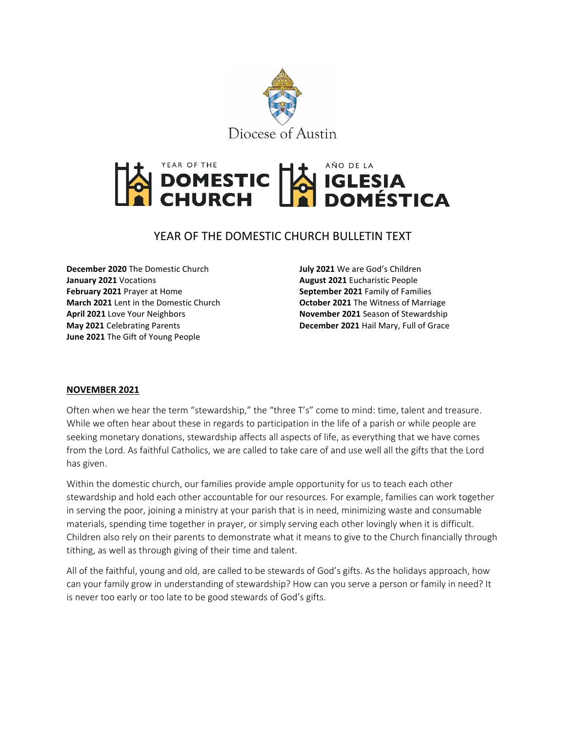Diocese of Austin

YEAR OF THE **DOMESTIC CHURCH** | AÑO DE LA **IGLESIA DOMÉSTICA**

# YEAR OF THE DOMESTIC CHURCH BULLETIN TEXT

**December 2020** The Domestic Church
**January 2021** Vocations
**February 2021** Prayer at Home
**March 2021** Lent in the Domestic Church
**April 2021** Love Your Neighbors
**May 2021** Celebrating Parents
**June 2021** The Gift of Young People
**July 2021** We are God's Children
**August 2021** Eucharistic People
**September 2021** Family of Families
**October 2021** The Witness of Marriage
**November 2021** Season of Stewardship
**December 2021** Hail Mary, Full of Grace

## NOVEMBER 2021

Often when we hear the term "stewardship," the "three T's" come to mind: time, talent and treasure. While we often hear about these in regards to participation in the life of a parish or while people are seeking monetary donations, stewardship affects all aspects of life, as everything that we have comes from the Lord. As faithful Catholics, we are called to take care of and use well all the gifts that the Lord has given.

Within the domestic church, our families provide ample opportunity for us to teach each other stewardship and hold each other accountable for our resources. For example, families can work together in serving the poor, joining a ministry at your parish that is in need, minimizing waste and consumable materials, spending time together in prayer, or simply serving each other lovingly when it is difficult. Children also rely on their parents to demonstrate what it means to give to the Church financially through tithing, as well as through giving of their time and talent.

All of the faithful, young and old, are called to be stewards of God's gifts. As the holidays approach, how can your family grow in understanding of stewardship? How can you serve a person or family in need? It is never too early or too late to be good stewards of God's gifts.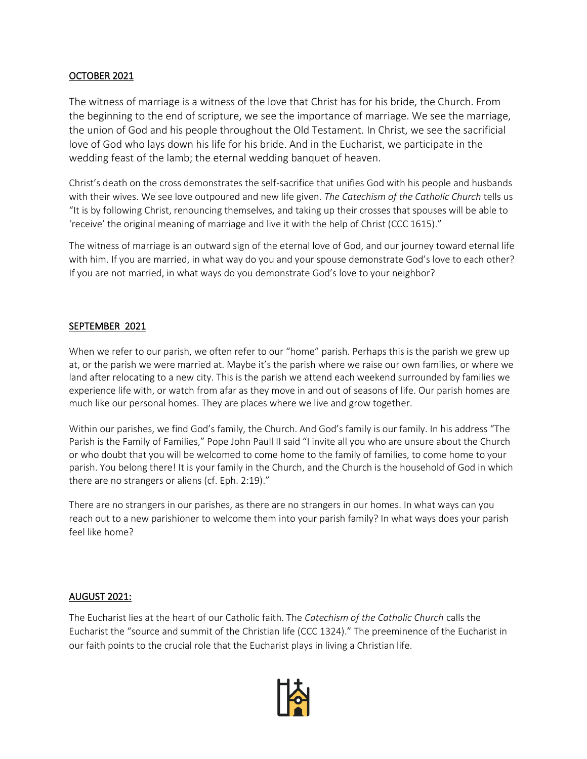## OCTOBER 2021

The witness of marriage is a witness of the love that Christ has for his bride, the Church. From the beginning to the end of scripture, we see the importance of marriage. We see the marriage, the union of God and his people throughout the Old Testament. In Christ, we see the sacrificial love of God who lays down his life for his bride. And in the Eucharist, we participate in the wedding feast of the lamb; the eternal wedding banquet of heaven.

Christ's death on the cross demonstrates the self-sacrifice that unifies God with his people and husbands with their wives. We see love outpoured and new life given. *The Catechism of the Catholic Church* tells us "It is by following Christ, renouncing themselves, and taking up their crosses that spouses will be able to 'receive' the original meaning of marriage and live it with the help of Christ (CCC 1615)."

The witness of marriage is an outward sign of the eternal love of God, and our journey toward eternal life with him. If you are married, in what way do you and your spouse demonstrate God's love to each other? If you are not married, in what ways do you demonstrate God's love to your neighbor?

## SEPTEMBER 2021

When we refer to our parish, we often refer to our "home" parish. Perhaps this is the parish we grew up at, or the parish we were married at. Maybe it's the parish where we raise our own families, or where we land after relocating to a new city. This is the parish we attend each weekend surrounded by families we experience life with, or watch from afar as they move in and out of seasons of life. Our parish homes are much like our personal homes. They are places where we live and grow together.

Within our parishes, we find God's family, the Church. And God's family is our family. In his address "The Parish is the Family of Families," Pope John Paull II said "I invite all you who are unsure about the Church or who doubt that you will be welcomed to come home to the family of families, to come home to your parish. You belong there! It is your family in the Church, and the Church is the household of God in which there are no strangers or aliens (cf. Eph. 2:19)."

There are no strangers in our parishes, as there are no strangers in our homes. In what ways can you reach out to a new parishioner to welcome them into your parish family? In what ways does your parish feel like home?

## AUGUST 2021:

The Eucharist lies at the heart of our Catholic faith. The *Catechism of the Catholic Church* calls the Eucharist the "source and summit of the Christian life (CCC 1324)." The preeminence of the Eucharist in our faith points to the crucial role that the Eucharist plays in living a Christian life.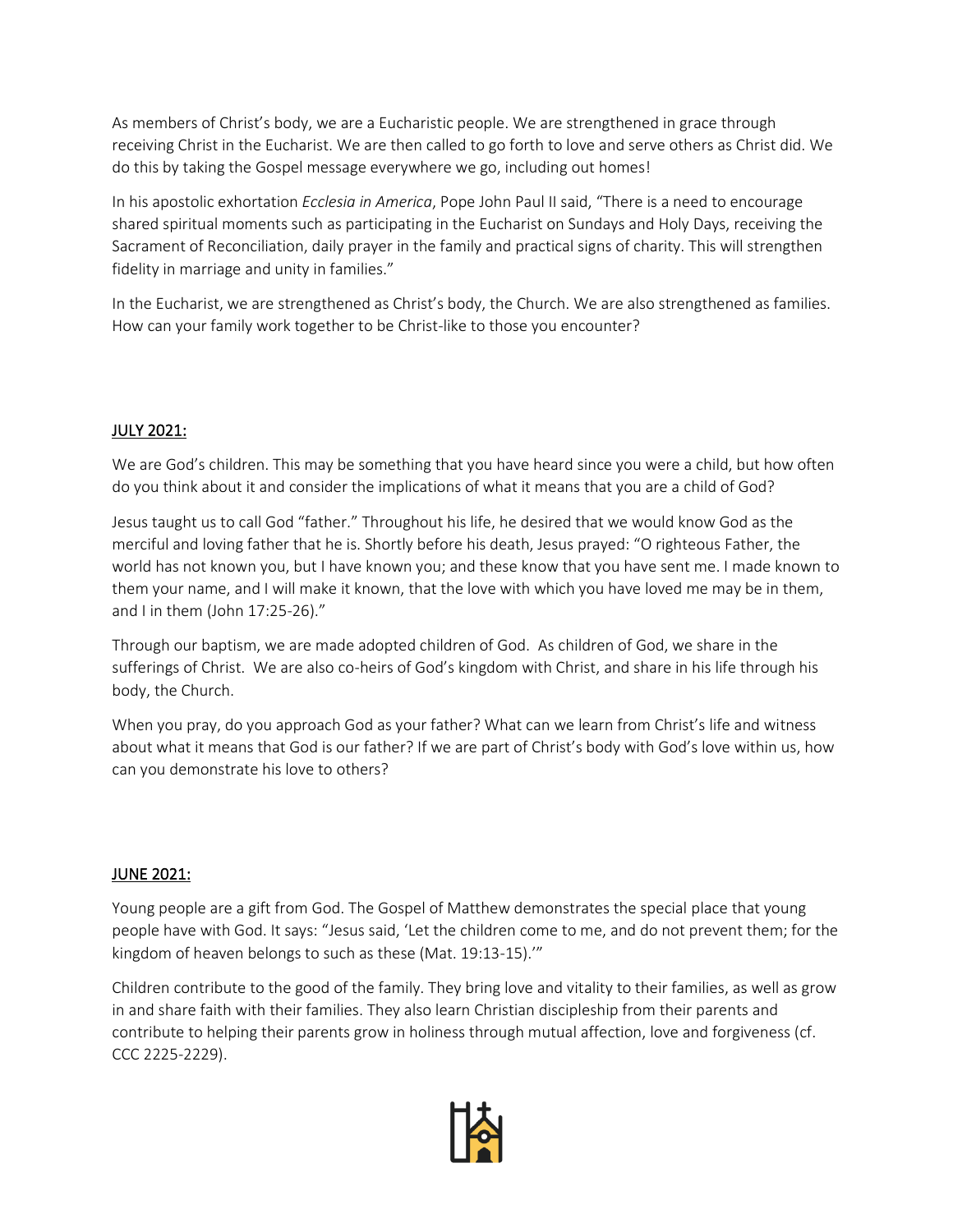As members of Christ's body, we are a Eucharistic people. We are strengthened in grace through receiving Christ in the Eucharist. We are then called to go forth to love and serve others as Christ did. We do this by taking the Gospel message everywhere we go, including out homes!

In his apostolic exhortation *Ecclesia in America*, Pope John Paul II said, "There is a need to encourage shared spiritual moments such as participating in the Eucharist on Sundays and Holy Days, receiving the Sacrament of Reconciliation, daily prayer in the family and practical signs of charity. This will strengthen fidelity in marriage and unity in families."

In the Eucharist, we are strengthened as Christ's body, the Church. We are also strengthened as families. How can your family work together to be Christ-like to those you encounter?

## JULY 2021:

We are God's children. This may be something that you have heard since you were a child, but how often do you think about it and consider the implications of what it means that you are a child of God?

Jesus taught us to call God "father." Throughout his life, he desired that we would know God as the merciful and loving father that he is. Shortly before his death, Jesus prayed: "O righteous Father, the world has not known you, but I have known you; and these know that you have sent me. I made known to them your name, and I will make it known, that the love with which you have loved me may be in them, and I in them (John 17:25-26)."

Through our baptism, we are made adopted children of God. As children of God, we share in the sufferings of Christ. We are also co-heirs of God's kingdom with Christ, and share in his life through his body, the Church.

When you pray, do you approach God as your father? What can we learn from Christ's life and witness about what it means that God is our father? If we are part of Christ's body with God's love within us, how can you demonstrate his love to others?

## JUNE 2021:

Young people are a gift from God. The Gospel of Matthew demonstrates the special place that young people have with God. It says: "Jesus said, 'Let the children come to me, and do not prevent them; for the kingdom of heaven belongs to such as these (Mat. 19:13-15).'"

Children contribute to the good of the family. They bring love and vitality to their families, as well as grow in and share faith with their families. They also learn Christian discipleship from their parents and contribute to helping their parents grow in holiness through mutual affection, love and forgiveness (cf. CCC 2225-2229).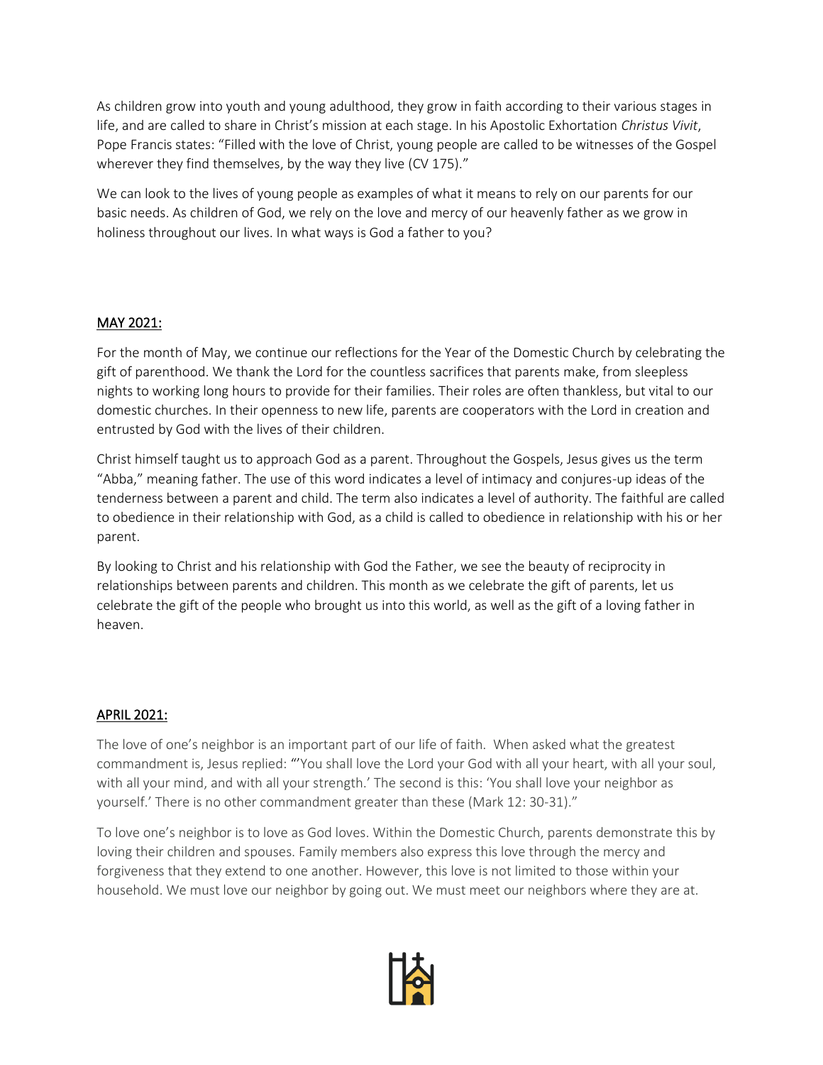As children grow into youth and young adulthood, they grow in faith according to their various stages in life, and are called to share in Christ's mission at each stage. In his Apostolic Exhortation *Christus Vivit*, Pope Francis states: "Filled with the love of Christ, young people are called to be witnesses of the Gospel wherever they find themselves, by the way they live (CV 175)."

We can look to the lives of young people as examples of what it means to rely on our parents for our basic needs. As children of God, we rely on the love and mercy of our heavenly father as we grow in holiness throughout our lives. In what ways is God a father to you?

## MAY 2021:

For the month of May, we continue our reflections for the Year of the Domestic Church by celebrating the gift of parenthood. We thank the Lord for the countless sacrifices that parents make, from sleepless nights to working long hours to provide for their families. Their roles are often thankless, but vital to our domestic churches. In their openness to new life, parents are cooperators with the Lord in creation and entrusted by God with the lives of their children.

Christ himself taught us to approach God as a parent. Throughout the Gospels, Jesus gives us the term "Abba," meaning father. The use of this word indicates a level of intimacy and conjures-up ideas of the tenderness between a parent and child. The term also indicates a level of authority. The faithful are called to obedience in their relationship with God, as a child is called to obedience in relationship with his or her parent.

By looking to Christ and his relationship with God the Father, we see the beauty of reciprocity in relationships between parents and children. This month as we celebrate the gift of parents, let us celebrate the gift of the people who brought us into this world, as well as the gift of a loving father in heaven.

## APRIL 2021:

The love of one's neighbor is an important part of our life of faith. When asked what the greatest commandment is, Jesus replied: "'You shall love the Lord your God with all your heart, with all your soul, with all your mind, and with all your strength.' The second is this: 'You shall love your neighbor as yourself.' There is no other commandment greater than these (Mark 12: 30-31)."

To love one's neighbor is to love as God loves. Within the Domestic Church, parents demonstrate this by loving their children and spouses. Family members also express this love through the mercy and forgiveness that they extend to one another. However, this love is not limited to those within your household. We must love our neighbor by going out. We must meet our neighbors where they are at.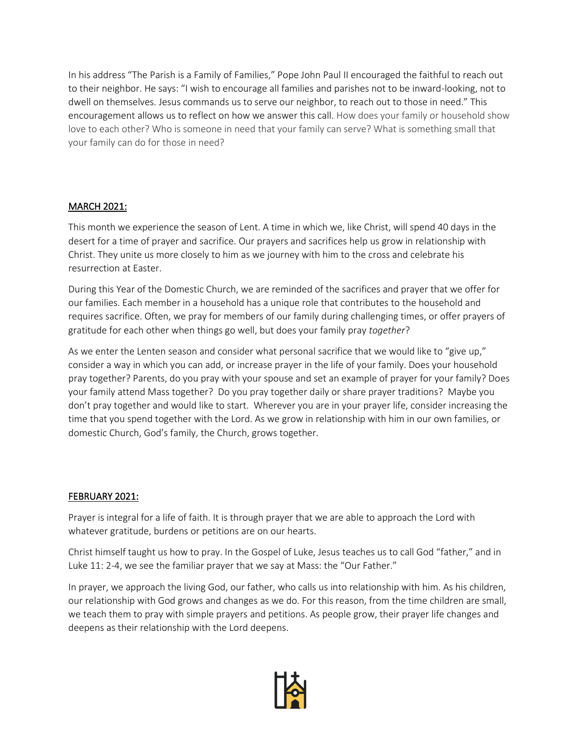In his address "The Parish is a Family of Families," Pope John Paul II encouraged the faithful to reach out to their neighbor. He says: "I wish to encourage all families and parishes not to be inward-looking, not to dwell on themselves. Jesus commands us to serve our neighbor, to reach out to those in need." This encouragement allows us to reflect on how we answer this call. How does your family or household show love to each other? Who is someone in need that your family can serve? What is something small that your family can do for those in need?

## MARCH 2021:

This month we experience the season of Lent. A time in which we, like Christ, will spend 40 days in the desert for a time of prayer and sacrifice. Our prayers and sacrifices help us grow in relationship with Christ. They unite us more closely to him as we journey with him to the cross and celebrate his resurrection at Easter.

During this Year of the Domestic Church, we are reminded of the sacrifices and prayer that we offer for our families. Each member in a household has a unique role that contributes to the household and requires sacrifice. Often, we pray for members of our family during challenging times, or offer prayers of gratitude for each other when things go well, but does your family pray *together*?

As we enter the Lenten season and consider what personal sacrifice that we would like to "give up," consider a way in which you can add, or increase prayer in the life of your family. Does your household pray together? Parents, do you pray with your spouse and set an example of prayer for your family? Does your family attend Mass together? Do you pray together daily or share prayer traditions? Maybe you don't pray together and would like to start. Wherever you are in your prayer life, consider increasing the time that you spend together with the Lord. As we grow in relationship with him in our own families, or domestic Church, God's family, the Church, grows together.

## FEBRUARY 2021:

Prayer is integral for a life of faith. It is through prayer that we are able to approach the Lord with whatever gratitude, burdens or petitions are on our hearts.

Christ himself taught us how to pray. In the Gospel of Luke, Jesus teaches us to call God "father," and in Luke 11: 2-4, we see the familiar prayer that we say at Mass: the "Our Father."

In prayer, we approach the living God, our father, who calls us into relationship with him. As his children, our relationship with God grows and changes as we do. For this reason, from the time children are small, we teach them to pray with simple prayers and petitions. As people grow, their prayer life changes and deepens as their relationship with the Lord deepens.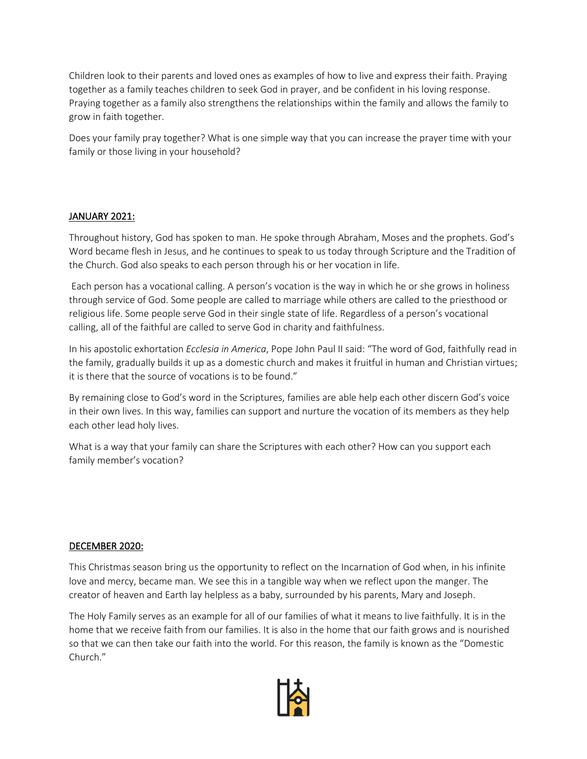Children look to their parents and loved ones as examples of how to live and express their faith. Praying together as a family teaches children to seek God in prayer, and be confident in his loving response. Praying together as a family also strengthens the relationships within the family and allows the family to grow in faith together.

Does your family pray together? What is one simple way that you can increase the prayer time with your family or those living in your household?

## JANUARY 2021:

Throughout history, God has spoken to man. He spoke through Abraham, Moses and the prophets. God's Word became flesh in Jesus, and he continues to speak to us today through Scripture and the Tradition of the Church. God also speaks to each person through his or her vocation in life.

Each person has a vocational calling. A person's vocation is the way in which he or she grows in holiness through service of God. Some people are called to marriage while others are called to the priesthood or religious life. Some people serve God in their single state of life. Regardless of a person's vocational calling, all of the faithful are called to serve God in charity and faithfulness.

In his apostolic exhortation *Ecclesia in America*, Pope John Paul II said: "The word of God, faithfully read in the family, gradually builds it up as a domestic church and makes it fruitful in human and Christian virtues; it is there that the source of vocations is to be found."

By remaining close to God's word in the Scriptures, families are able help each other discern God's voice in their own lives. In this way, families can support and nurture the vocation of its members as they help each other lead holy lives.

What is a way that your family can share the Scriptures with each other? How can you support each family member's vocation?

## DECEMBER 2020:

This Christmas season bring us the opportunity to reflect on the Incarnation of God when, in his infinite love and mercy, became man. We see this in a tangible way when we reflect upon the manger. The creator of heaven and Earth lay helpless as a baby, surrounded by his parents, Mary and Joseph.

The Holy Family serves as an example for all of our families of what it means to live faithfully. It is in the home that we receive faith from our families. It is also in the home that our faith grows and is nourished so that we can then take our faith into the world. For this reason, the family is known as the "Domestic Church."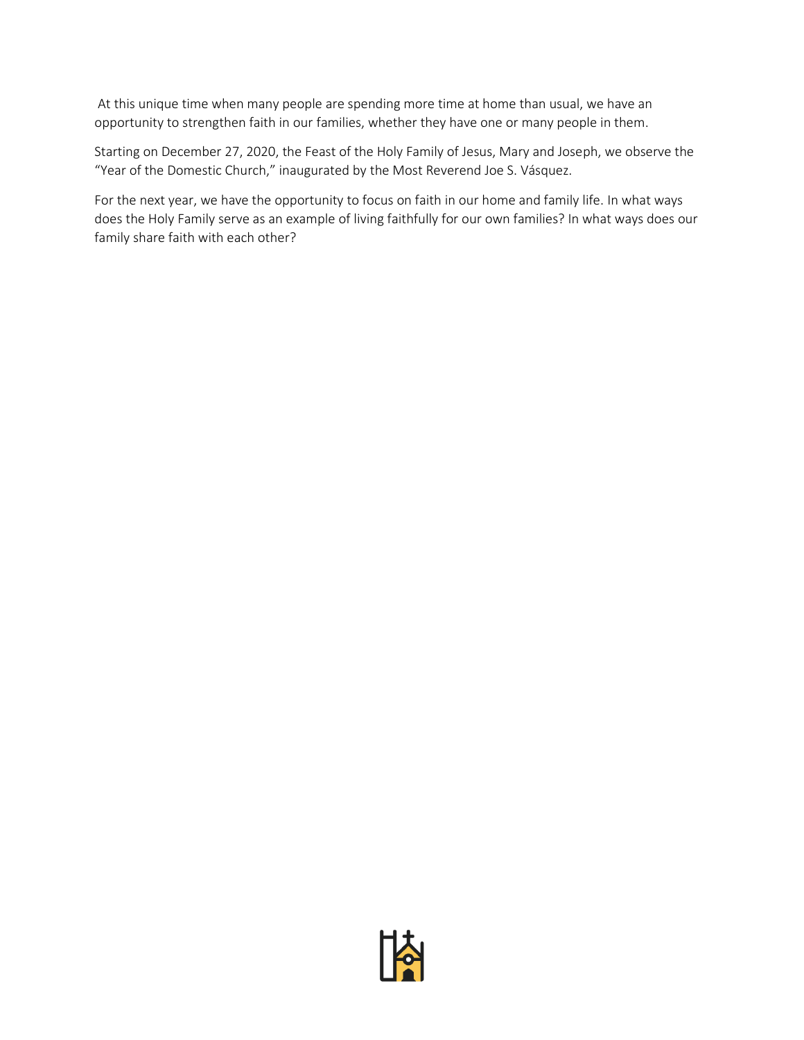At this unique time when many people are spending more time at home than usual, we have an opportunity to strengthen faith in our families, whether they have one or many people in them.

Starting on December 27, 2020, the Feast of the Holy Family of Jesus, Mary and Joseph, we observe the "Year of the Domestic Church," inaugurated by the Most Reverend Joe S. Vásquez.

For the next year, we have the opportunity to focus on faith in our home and family life. In what ways does the Holy Family serve as an example of living faithfully for our own families? In what ways does our family share faith with each other?